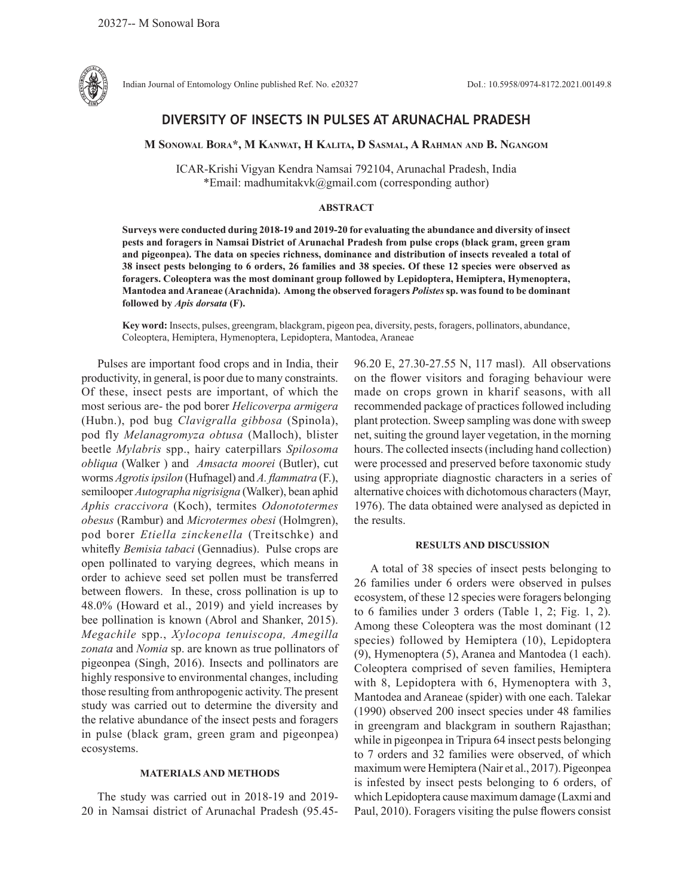# DIVERSITY OF INSECTS IN PULSES AT ARUNACHAL PRADESH

**M Sonowal Bora\*, M Kanwat, H Kalita, D Sasmal, A Rahman and B. Ngangom**

ICAR-Krishi Vigyan Kendra Namsai 792104, Arunachal Pradesh, India
\*Email: madhumitakvk@gmail.com (corresponding author)

## ABSTRACT

**Surveys were conducted during 2018-19 and 2019-20 for evaluating the abundance and diversity of insect pests and foragers in Namsai District of Arunachal Pradesh from pulse crops (black gram, green gram and pigeonpea). The data on species richness, dominance and distribution of insects revealed a total of 38 insect pests belonging to 6 orders, 26 families and 38 species. Of these 12 species were observed as foragers. Coleoptera was the most dominant group followed by Lepidoptera, Hemiptera, Hymenoptera, Mantodea and Araneae (Arachnida). Among the observed foragers *Polistes* sp. was found to be dominant followed by *Apis dorsata* (F).**

**Key word:** Insects, pulses, greengram, blackgram, pigeon pea, diversity, pests, foragers, pollinators, abundance, Coleoptera, Hemiptera, Hymenoptera, Lepidoptera, Mantodea, Araneae

Pulses are important food crops and in India, their productivity, in general, is poor due to many constraints. Of these, insect pests are important, of which the most serious are- the pod borer *Helicoverpa armigera* (Hubn.), pod bug *Clavigralla gibbosa* (Spinola), pod fly *Melanagromyza obtusa* (Malloch), blister beetle *Mylabris* spp., hairy caterpillars *Spilosoma obliqua* (Walker ) and *Amsacta moorei* (Butler), cut worms *Agrotis ipsilon* (Hufnagel) and *A. flammatra* (F.), semilooper *Autographa nigrisigna* (Walker), bean aphid *Aphis craccivora* (Koch), termites *Odonototermes obesus* (Rambur) and *Microtermes obesi* (Holmgren), pod borer *Etiella zinckenella* (Treitschke) and whitefly *Bemisia tabaci* (Gennadius). Pulse crops are open pollinated to varying degrees, which means in order to achieve seed set pollen must be transferred between flowers. In these, cross pollination is up to 48.0% (Howard et al., 2019) and yield increases by bee pollination is known (Abrol and Shanker, 2015). *Megachile* spp., *Xylocopa tenuiscopa, Amegilla zonata* and *Nomia* sp. are known as true pollinators of pigeonpea (Singh, 2016). Insects and pollinators are highly responsive to environmental changes, including those resulting from anthropogenic activity. The present study was carried out to determine the diversity and the relative abundance of the insect pests and foragers in pulse (black gram, green gram and pigeonpea) ecosystems.

## MATERIALS AND METHODS

The study was carried out in 2018-19 and 2019-20 in Namsai district of Arunachal Pradesh (95.45-96.20 E, 27.30-27.55 N, 117 masl). All observations on the flower visitors and foraging behaviour were made on crops grown in kharif seasons, with all recommended package of practices followed including plant protection. Sweep sampling was done with sweep net, suiting the ground layer vegetation, in the morning hours. The collected insects (including hand collection) were processed and preserved before taxonomic study using appropriate diagnostic characters in a series of alternative choices with dichotomous characters (Mayr, 1976). The data obtained were analysed as depicted in the results.

## RESULTS AND DISCUSSION

A total of 38 species of insect pests belonging to 26 families under 6 orders were observed in pulses ecosystem, of these 12 species were foragers belonging to 6 families under 3 orders (Table 1, 2; Fig. 1, 2). Among these Coleoptera was the most dominant (12 species) followed by Hemiptera (10), Lepidoptera (9), Hymenoptera (5), Aranea and Mantodea (1 each). Coleoptera comprised of seven families, Hemiptera with 8, Lepidoptera with 6, Hymenoptera with 3, Mantodea and Araneae (spider) with one each. Talekar (1990) observed 200 insect species under 48 families in greengram and blackgram in southern Rajasthan; while in pigeonpea in Tripura 64 insect pests belonging to 7 orders and 32 families were observed, of which maximum were Hemiptera (Nair et al., 2017). Pigeonpea is infested by insect pests belonging to 6 orders, of which Lepidoptera cause maximum damage (Laxmi and Paul, 2010). Foragers visiting the pulse flowers consist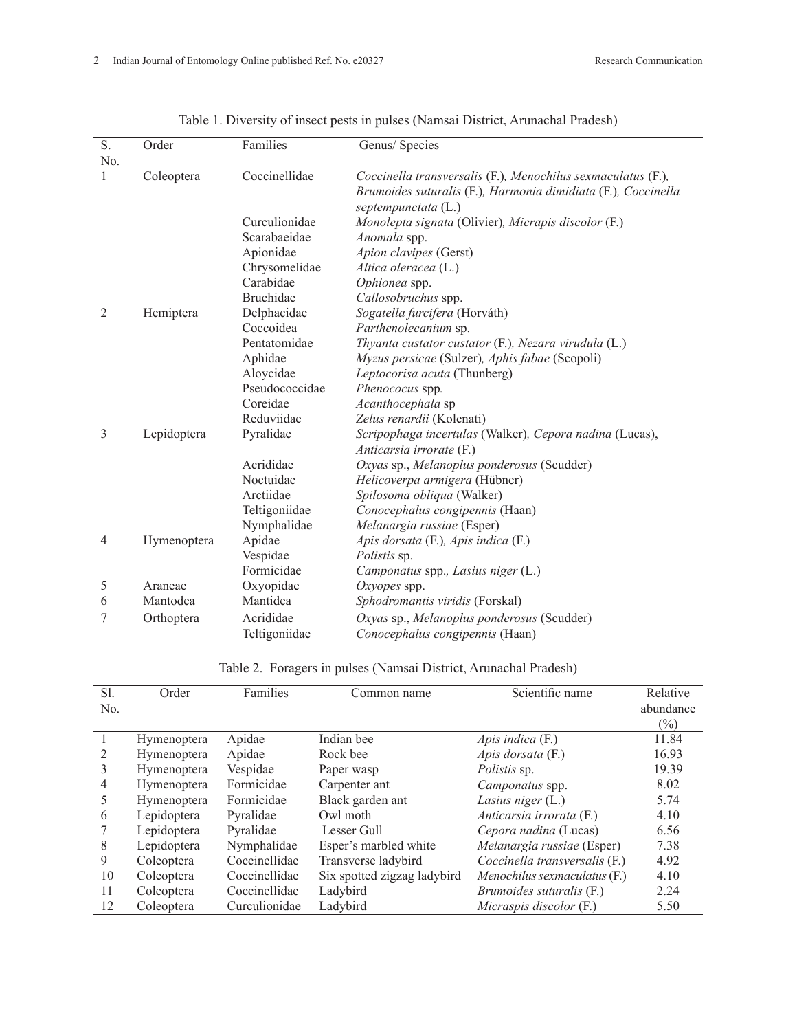Table 1. Diversity of insect pests in pulses (Namsai District, Arunachal Pradesh)

| S. No. | Order | Families | Genus/ Species |
|---|---|---|---|
| 1 | Coleoptera | Coccinellidae | *Coccinella transversalis* (F.)*, Menochilus sexmaculatus* (F.)*, Brumoides suturalis* (F.)*, Harmonia dimidiata* (F.)*, Coccinella septempunctata* (L.) |
| | | Curculionidae | *Monolepta signata* (Olivier)*, Micrapis discolor* (F.) |
| | | Scarabaeidae | *Anomala* spp. |
| | | Apionidae | *Apion clavipes* (Gerst) |
| | | Chrysomelidae | *Altica oleracea* (L.) |
| | | Carabidae | *Ophionea* spp. |
| | | Bruchidae | *Callosobruchus* spp. |
| 2 | Hemiptera | Delphacidae | *Sogatella furcifera* (Horváth) |
| | | Coccoidea | *Parthenolecanium* sp. |
| | | Pentatomidae | *Thyanta custator custator* (F.)*, Nezara virudula* (L.) |
| | | Aphidae | *Myzus persicae* (Sulzer)*, Aphis fabae* (Scopoli) |
| | | Aloycidae | *Leptocorisa acuta* (Thunberg) |
| | | Pseudococcidae | *Phenococus* spp*.* |
| | | Coreidae | *Acanthocephala* sp |
| | | Reduviidae | *Zelus renardii* (Kolenati) |
| 3 | Lepidoptera | Pyralidae | *Scripophaga incertulas* (Walker)*, Cepora nadina* (Lucas), *Anticarsia irrorate* (F.) |
| | | Acrididae | *Oxyas* sp., *Melanoplus ponderosus* (Scudder) |
| | | Noctuidae | *Helicoverpa armigera* (Hübner) |
| | | Arctiidae | *Spilosoma obliqua* (Walker) |
| | | Teltigoniidae | *Conocephalus congipennis* (Haan) |
| | | Nymphalidae | *Melanargia russiae* (Esper) |
| 4 | Hymenoptera | Apidae | *Apis dorsata* (F.)*, Apis indica* (F.) |
| | | Vespidae | *Polistis* sp. |
| | | Formicidae | *Camponatus* spp.*, Lasius niger* (L.) |
| 5 | Araneae | Oxyopidae | *Oxyopes* spp. |
| 6 | Mantodea | Mantidea | *Sphodromantis viridis* (Forskal) |
| 7 | Orthoptera | Acrididae | *Oxyas* sp., *Melanoplus ponderosus* (Scudder) |
| | | Teltigoniidae | *Conocephalus congipennis* (Haan) |

Table 2. Foragers in pulses (Namsai District, Arunachal Pradesh)

| Sl. No. | Order | Families | Common name | Scientific name | Relative abundance (%) |
|---|---|---|---|---|---|
| 1 | Hymenoptera | Apidae | Indian bee | *Apis indica* (F.) | 11.84 |
| 2 | Hymenoptera | Apidae | Rock bee | *Apis dorsata* (F.) | 16.93 |
| 3 | Hymenoptera | Vespidae | Paper wasp | *Polistis* sp. | 19.39 |
| 4 | Hymenoptera | Formicidae | Carpenter ant | *Camponatus* spp. | 8.02 |
| 5 | Hymenoptera | Formicidae | Black garden ant | *Lasius niger* (L.) | 5.74 |
| 6 | Lepidoptera | Pyralidae | Owl moth | *Anticarsia irrorata* (F.) | 4.10 |
| 7 | Lepidoptera | Pyralidae | Lesser Gull | *Cepora nadina* (Lucas) | 6.56 |
| 8 | Lepidoptera | Nymphalidae | Esper's marbled white | *Melanargia russiae* (Esper) | 7.38 |
| 9 | Coleoptera | Coccinellidae | Transverse ladybird | *Coccinella transversalis* (F.) | 4.92 |
| 10 | Coleoptera | Coccinellidae | Six spotted zigzag ladybird | *Menochilus sexmaculatus* (F.) | 4.10 |
| 11 | Coleoptera | Coccinellidae | Ladybird | *Brumoides suturalis* (F.) | 2.24 |
| 12 | Coleoptera | Curculionidae | Ladybird | *Micraspis discolor* (F.) | 5.50 |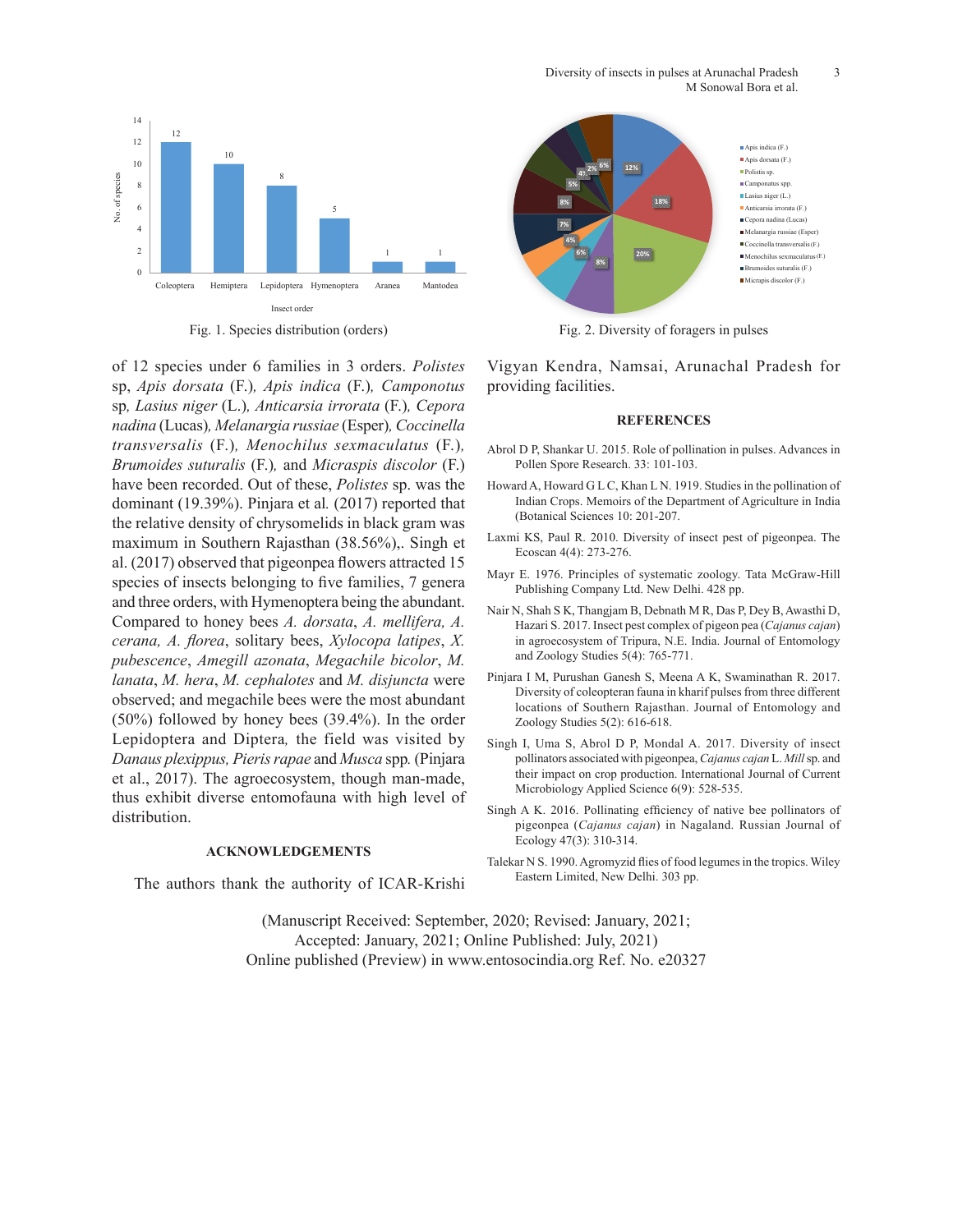14
12
10
8
6
4
2
0

No. of species

12
10
8
5
1
1

Coleoptera Hemiptera Lepidoptera Hymenoptera Aranea Mantodea

Insect order

Fig. 1. Species distribution (orders)

12%
18%
20%
8%
6%
4%
7%
8%
5%
4%
2%
6%

Apis indica (F.)
Apis dorsata (F.)
Polistis sp.
Camponatus spp.
Lasius niger (L.)
Anticarsia irrorata (F.)
Cepora nadina (Lucas)
Melanargia russiae (Esper)
Coccinella transversalis (F.)
Menochilus sexmaculatus (F.)
Brumoides suturalis (F.)
Micrapis discolor (F.)

Fig. 2. Diversity of foragers in pulses

of 12 species under 6 families in 3 orders. *Polistes* sp, *Apis dorsata* (F.)*, Apis indica* (F.)*, Camponotus* sp*, Lasius niger* (L.)*, Anticarsia irrorata* (F.)*, Cepora nadina* (Lucas)*, Melanargia russiae* (Esper)*, Coccinella transversalis* (F.)*, Menochilus sexmaculatus* (F.)*, Brumoides suturalis* (F.)*,* and *Micraspis discolor* (F.) have been recorded. Out of these, *Polistes* sp. was the dominant (19.39%). Pinjara et al*.* (2017) reported that the relative density of chrysomelids in black gram was maximum in Southern Rajasthan (38.56%),. Singh et al. (2017) observed that pigeonpea flowers attracted 15 species of insects belonging to five families, 7 genera and three orders, with Hymenoptera being the abundant. Compared to honey bees *A. dorsata*, *A. mellifera, A. cerana, A. florea*, solitary bees, *Xylocopa latipes*, *X. pubescence*, *Amegill azonata*, *Megachile bicolor*, *M. lanata*, *M. hera*, *M. cephalotes* and *M. disjuncta* were observed; and megachile bees were the most abundant (50%) followed by honey bees (39.4%). In the order Lepidoptera and Diptera*,* the field was visited by *Danaus plexippus, Pieris rapae* and *Musca* spp*.* (Pinjara et al., 2017). The agroecosystem, though man-made, thus exhibit diverse entomofauna with high level of distribution.

## ACKNOWLEDGEMENTS

The authors thank the authority of ICAR-Krishi Vigyan Kendra, Namsai, Arunachal Pradesh for providing facilities.

## REFERENCES

Abrol D P, Shankar U. 2015. Role of pollination in pulses. Advances in Pollen Spore Research. 33: 101-103.

Howard A, Howard G L C, Khan L N. 1919. Studies in the pollination of Indian Crops. Memoirs of the Department of Agriculture in India (Botanical Sciences 10: 201-207.

Laxmi KS, Paul R. 2010. Diversity of insect pest of pigeonpea. The Ecoscan 4(4): 273-276.

Mayr E. 1976. Principles of systematic zoology. Tata McGraw-Hill Publishing Company Ltd. New Delhi. 428 pp.

Nair N, Shah S K, Thangjam B, Debnath M R, Das P, Dey B, Awasthi D, Hazari S. 2017. Insect pest complex of pigeon pea (*Cajanus cajan*) in agroecosystem of Tripura, N.E. India. Journal of Entomology and Zoology Studies 5(4): 765-771.

Pinjara I M, Purushan Ganesh S, Meena A K, Swaminathan R. 2017. Diversity of coleopteran fauna in kharif pulses from three different locations of Southern Rajasthan. Journal of Entomology and Zoology Studies 5(2): 616-618.

Singh I, Uma S, Abrol D P, Mondal A. 2017. Diversity of insect pollinators associated with pigeonpea, *Cajanus cajan* L. *Mill* sp. and their impact on crop production. International Journal of Current Microbiology Applied Science 6(9): 528-535.

Singh A K. 2016. Pollinating efficiency of native bee pollinators of pigeonpea (*Cajanus cajan*) in Nagaland. Russian Journal of Ecology 47(3): 310-314.

Talekar N S. 1990. Agromyzid flies of food legumes in the tropics. Wiley Eastern Limited, New Delhi. 303 pp.

(Manuscript Received: September, 2020; Revised: January, 2021; Accepted: January, 2021; Online Published: July, 2021)
Online published (Preview) in www.entosocindia.org Ref. No. e20327